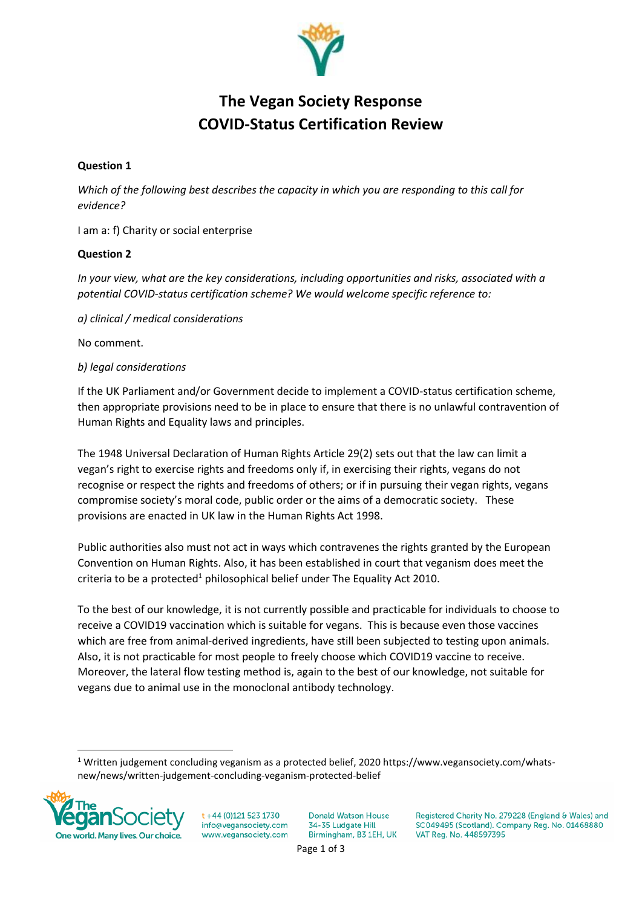# The Vegan Society Response
# COVID-Status Certification Review

**Question 1**

*Which of the following best describes the capacity in which you are responding to this call for evidence?*

I am a: f) Charity or social enterprise

**Question 2**

*In your view, what are the key considerations, including opportunities and risks, associated with a potential COVID-status certification scheme? We would welcome specific reference to:*

*a) clinical / medical considerations*

No comment.

*b) legal considerations*

If the UK Parliament and/or Government decide to implement a COVID-status certification scheme, then appropriate provisions need to be in place to ensure that there is no unlawful contravention of Human Rights and Equality laws and principles.

The 1948 Universal Declaration of Human Rights Article 29(2) sets out that the law can limit a vegan's right to exercise rights and freedoms only if, in exercising their rights, vegans do not recognise or respect the rights and freedoms of others; or if in pursuing their vegan rights, vegans compromise society's moral code, public order or the aims of a democratic society. These provisions are enacted in UK law in the Human Rights Act 1998.

Public authorities also must not act in ways which contravenes the rights granted by the European Convention on Human Rights. Also, it has been established in court that veganism does meet the criteria to be a protected[1] philosophical belief under The Equality Act 2010.

To the best of our knowledge, it is not currently possible and practicable for individuals to choose to receive a COVID19 vaccination which is suitable for vegans. This is because even those vaccines which are free from animal-derived ingredients, have still been subjected to testing upon animals. Also, it is not practicable for most people to freely choose which COVID19 vaccine to receive. Moreover, the lateral flow testing method is, again to the best of our knowledge, not suitable for vegans due to animal use in the monoclonal antibody technology.

[1] Written judgement concluding veganism as a protected belief, 2020 https://www.vegansociety.com/whats-new/news/written-judgement-concluding-veganism-protected-belief

The Vegan Society — One world. Many lives. Our choice.
t +44 (0)121 523 1730
info@vegansociety.com
www.vegansociety.com
Donald Watson House, 34-35 Ludgate Hill, Birmingham, B3 1EH, UK
Registered Charity No. 279228 (England & Wales) and SC049495 (Scotland). Company Reg. No. 01468880 VAT Reg. No. 448597395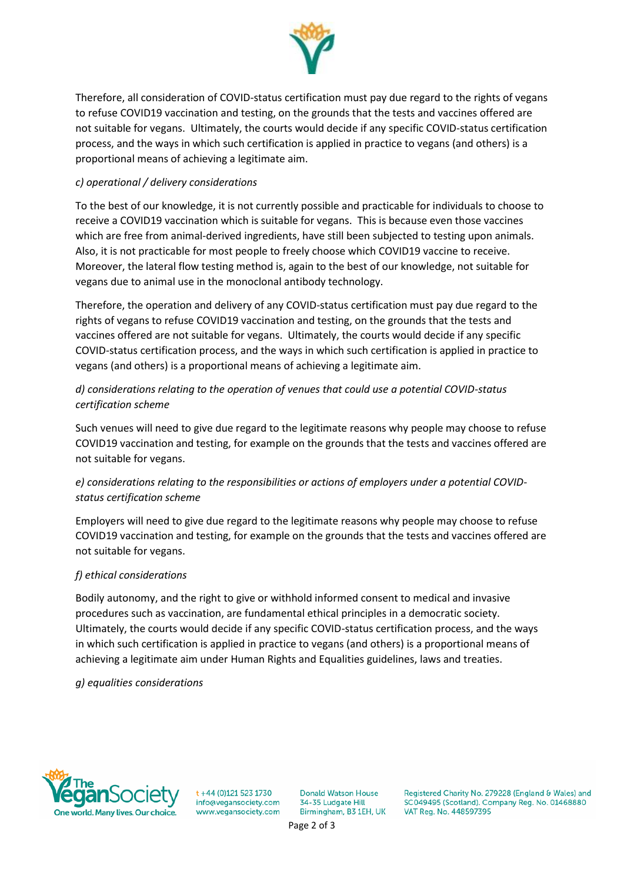Therefore, all consideration of COVID-status certification must pay due regard to the rights of vegans to refuse COVID19 vaccination and testing, on the grounds that the tests and vaccines offered are not suitable for vegans. Ultimately, the courts would decide if any specific COVID-status certification process, and the ways in which such certification is applied in practice to vegans (and others) is a proportional means of achieving a legitimate aim.

*c) operational / delivery considerations*

To the best of our knowledge, it is not currently possible and practicable for individuals to choose to receive a COVID19 vaccination which is suitable for vegans. This is because even those vaccines which are free from animal-derived ingredients, have still been subjected to testing upon animals. Also, it is not practicable for most people to freely choose which COVID19 vaccine to receive. Moreover, the lateral flow testing method is, again to the best of our knowledge, not suitable for vegans due to animal use in the monoclonal antibody technology.

Therefore, the operation and delivery of any COVID-status certification must pay due regard to the rights of vegans to refuse COVID19 vaccination and testing, on the grounds that the tests and vaccines offered are not suitable for vegans. Ultimately, the courts would decide if any specific COVID-status certification process, and the ways in which such certification is applied in practice to vegans (and others) is a proportional means of achieving a legitimate aim.

*d) considerations relating to the operation of venues that could use a potential COVID-status certification scheme*

Such venues will need to give due regard to the legitimate reasons why people may choose to refuse COVID19 vaccination and testing, for example on the grounds that the tests and vaccines offered are not suitable for vegans.

*e) considerations relating to the responsibilities or actions of employers under a potential COVID-status certification scheme*

Employers will need to give due regard to the legitimate reasons why people may choose to refuse COVID19 vaccination and testing, for example on the grounds that the tests and vaccines offered are not suitable for vegans.

*f) ethical considerations*

Bodily autonomy, and the right to give or withhold informed consent to medical and invasive procedures such as vaccination, are fundamental ethical principles in a democratic society. Ultimately, the courts would decide if any specific COVID-status certification process, and the ways in which such certification is applied in practice to vegans (and others) is a proportional means of achieving a legitimate aim under Human Rights and Equalities guidelines, laws and treaties.

*g) equalities considerations*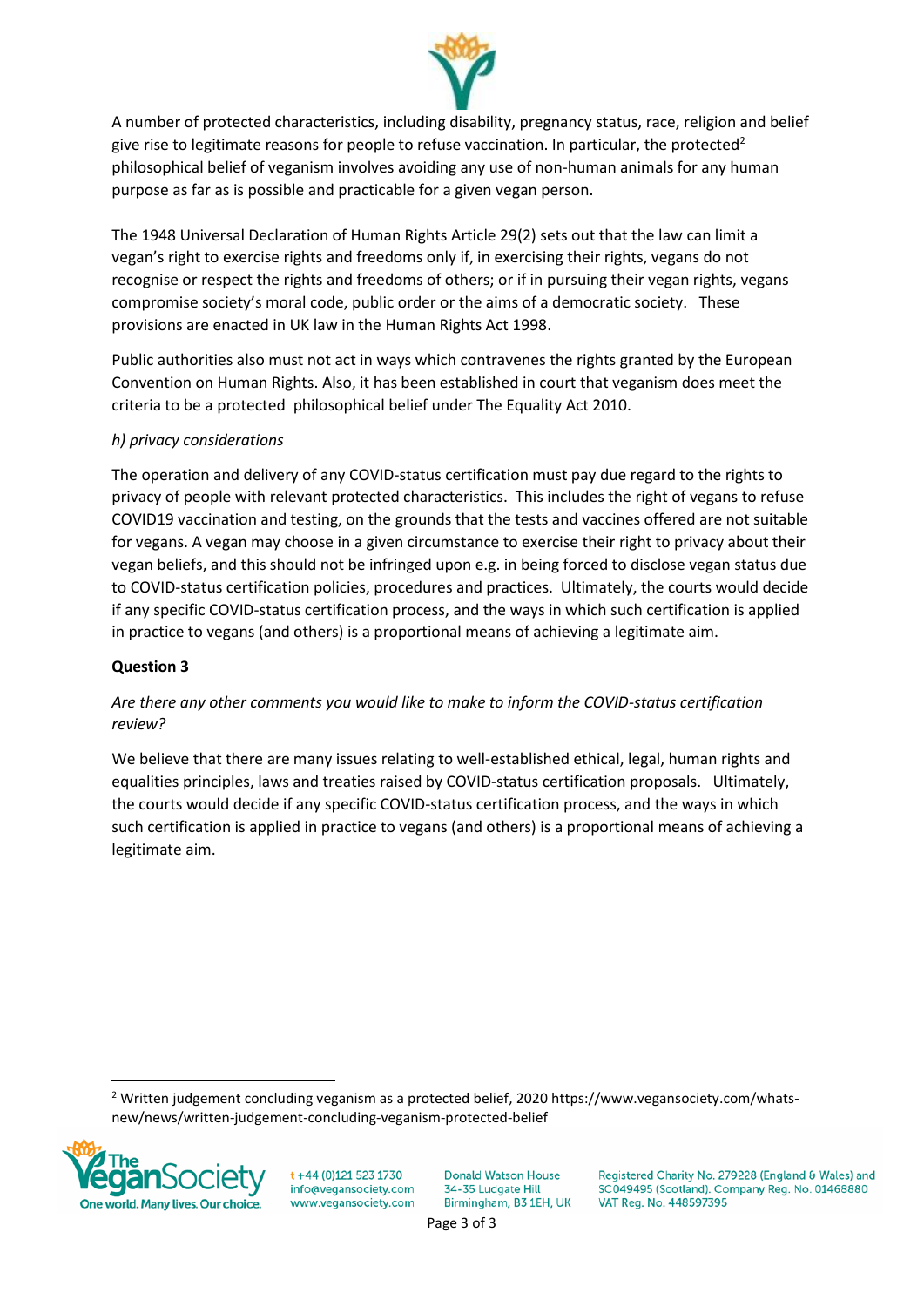A number of protected characteristics, including disability, pregnancy status, race, religion and belief give rise to legitimate reasons for people to refuse vaccination. In particular, the protected[2] philosophical belief of veganism involves avoiding any use of non-human animals for any human purpose as far as is possible and practicable for a given vegan person.

The 1948 Universal Declaration of Human Rights Article 29(2) sets out that the law can limit a vegan's right to exercise rights and freedoms only if, in exercising their rights, vegans do not recognise or respect the rights and freedoms of others; or if in pursuing their vegan rights, vegans compromise society's moral code, public order or the aims of a democratic society. These provisions are enacted in UK law in the Human Rights Act 1998.

Public authorities also must not act in ways which contravenes the rights granted by the European Convention on Human Rights. Also, it has been established in court that veganism does meet the criteria to be a protected philosophical belief under The Equality Act 2010.

*h) privacy considerations*

The operation and delivery of any COVID-status certification must pay due regard to the rights to privacy of people with relevant protected characteristics. This includes the right of vegans to refuse COVID19 vaccination and testing, on the grounds that the tests and vaccines offered are not suitable for vegans. A vegan may choose in a given circumstance to exercise their right to privacy about their vegan beliefs, and this should not be infringed upon e.g. in being forced to disclose vegan status due to COVID-status certification policies, procedures and practices. Ultimately, the courts would decide if any specific COVID-status certification process, and the ways in which such certification is applied in practice to vegans (and others) is a proportional means of achieving a legitimate aim.

**Question 3**

*Are there any other comments you would like to make to inform the COVID-status certification review?*

We believe that there are many issues relating to well-established ethical, legal, human rights and equalities principles, laws and treaties raised by COVID-status certification proposals. Ultimately, the courts would decide if any specific COVID-status certification process, and the ways in which such certification is applied in practice to vegans (and others) is a proportional means of achieving a legitimate aim.

[2] Written judgement concluding veganism as a protected belief, 2020 https://www.vegansociety.com/whats-new/news/written-judgement-concluding-veganism-protected-belief